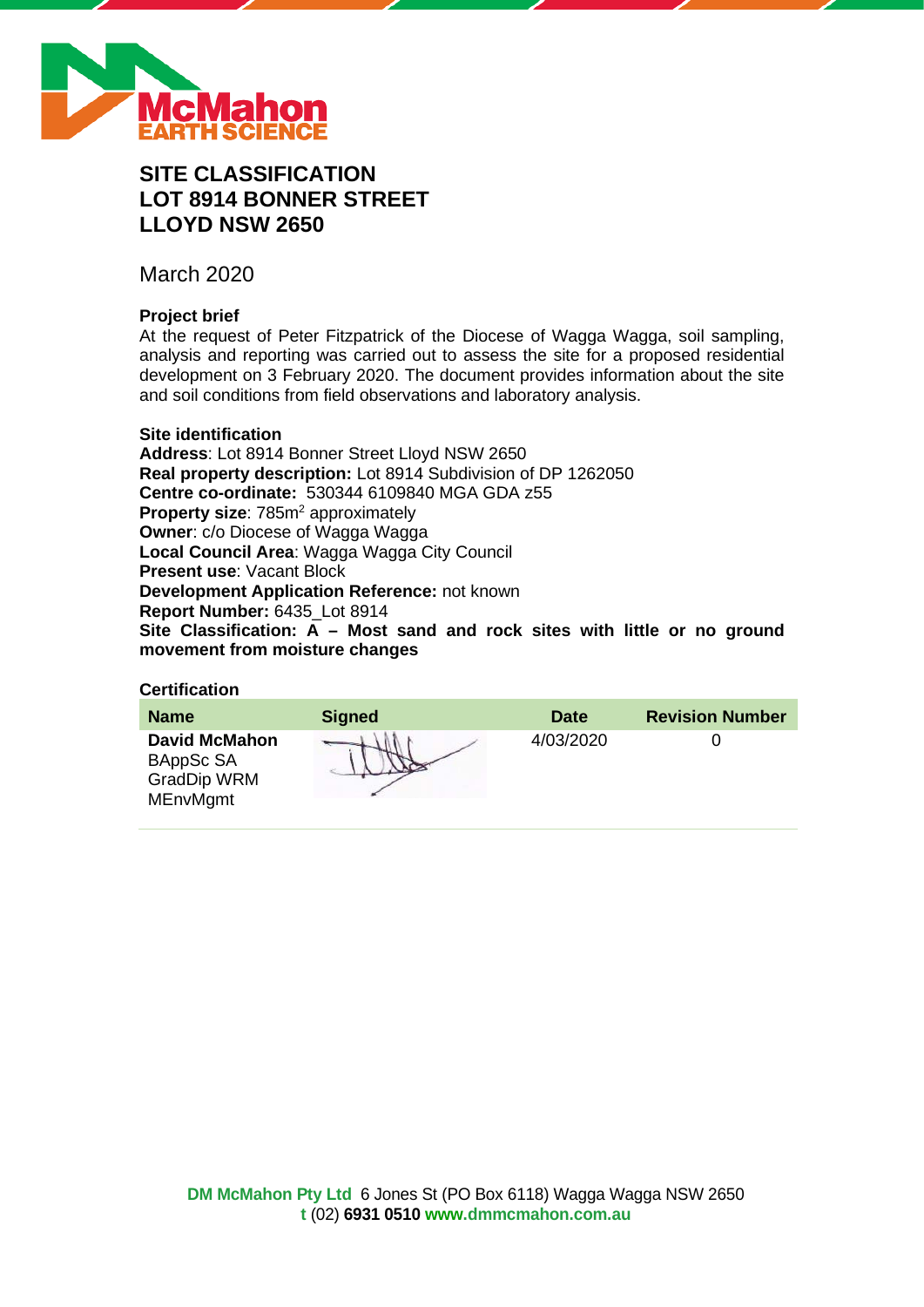# SITE CLASSIFICATION
# LOT 8914 BONNER STREET
# LLOYD NSW 2650

March 2020

### Project brief

At the request of Peter Fitzpatrick of the Diocese of Wagga Wagga, soil sampling, analysis and reporting was carried out to assess the site for a proposed residential development on 3 February 2020. The document provides information about the site and soil conditions from field observations and laboratory analysis.

### Site identification

**Address**: Lot 8914 Bonner Street Lloyd NSW 2650
**Real property description:** Lot 8914 Subdivision of DP 1262050
**Centre co-ordinate:** 530344 6109840 MGA GDA z55
**Property size**: 785m$^2$ approximately
**Owner**: c/o Diocese of Wagga Wagga
**Local Council Area**: Wagga Wagga City Council
**Present use**: Vacant Block
**Development Application Reference:** not known
**Report Number:** 6435_Lot 8914
**Site Classification: A – Most sand and rock sites with little or no ground movement from moisture changes**

### Certification

| Name | Signed | Date | Revision Number |
|---|---|---|---|
| **David McMahon** BAppSc SA GradDip WRM MEnvMgmt | | 4/03/2020 | 0 |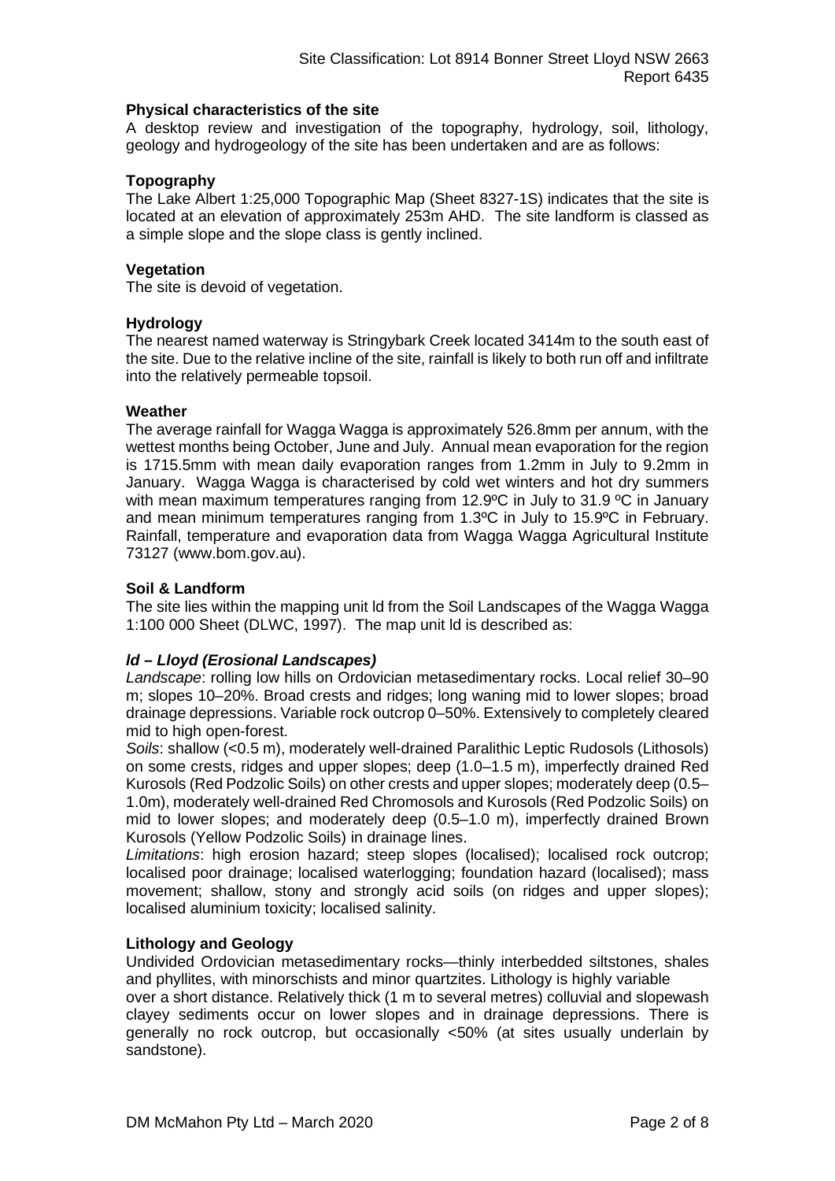### Physical characteristics of the site

A desktop review and investigation of the topography, hydrology, soil, lithology, geology and hydrogeology of the site has been undertaken and are as follows:

### Topography

The Lake Albert 1:25,000 Topographic Map (Sheet 8327-1S) indicates that the site is located at an elevation of approximately 253m AHD. The site landform is classed as a simple slope and the slope class is gently inclined.

### Vegetation

The site is devoid of vegetation.

### Hydrology

The nearest named waterway is Stringybark Creek located 3414m to the south east of the site. Due to the relative incline of the site, rainfall is likely to both run off and infiltrate into the relatively permeable topsoil.

### Weather

The average rainfall for Wagga Wagga is approximately 526.8mm per annum, with the wettest months being October, June and July. Annual mean evaporation for the region is 1715.5mm with mean daily evaporation ranges from 1.2mm in July to 9.2mm in January. Wagga Wagga is characterised by cold wet winters and hot dry summers with mean maximum temperatures ranging from 12.9ºC in July to 31.9 ºC in January and mean minimum temperatures ranging from 1.3ºC in July to 15.9ºC in February. Rainfall, temperature and evaporation data from Wagga Wagga Agricultural Institute 73127 (www.bom.gov.au).

### Soil & Landform

The site lies within the mapping unit ld from the Soil Landscapes of the Wagga Wagga 1:100 000 Sheet (DLWC, 1997). The map unit ld is described as:

#### *ld – Lloyd (Erosional Landscapes)*

*Landscape*: rolling low hills on Ordovician metasedimentary rocks. Local relief 30–90 m; slopes 10–20%. Broad crests and ridges; long waning mid to lower slopes; broad drainage depressions. Variable rock outcrop 0–50%. Extensively to completely cleared mid to high open-forest.

*Soils*: shallow (<0.5 m), moderately well-drained Paralithic Leptic Rudosols (Lithosols) on some crests, ridges and upper slopes; deep (1.0–1.5 m), imperfectly drained Red Kurosols (Red Podzolic Soils) on other crests and upper slopes; moderately deep (0.5–1.0m), moderately well-drained Red Chromosols and Kurosols (Red Podzolic Soils) on mid to lower slopes; and moderately deep (0.5–1.0 m), imperfectly drained Brown Kurosols (Yellow Podzolic Soils) in drainage lines.

*Limitations*: high erosion hazard; steep slopes (localised); localised rock outcrop; localised poor drainage; localised waterlogging; foundation hazard (localised); mass movement; shallow, stony and strongly acid soils (on ridges and upper slopes); localised aluminium toxicity; localised salinity.

### Lithology and Geology

Undivided Ordovician metasedimentary rocks—thinly interbedded siltstones, shales and phyllites, with minorschists and minor quartzites. Lithology is highly variable over a short distance. Relatively thick (1 m to several metres) colluvial and slopewash clayey sediments occur on lower slopes and in drainage depressions. There is generally no rock outcrop, but occasionally <50% (at sites usually underlain by sandstone).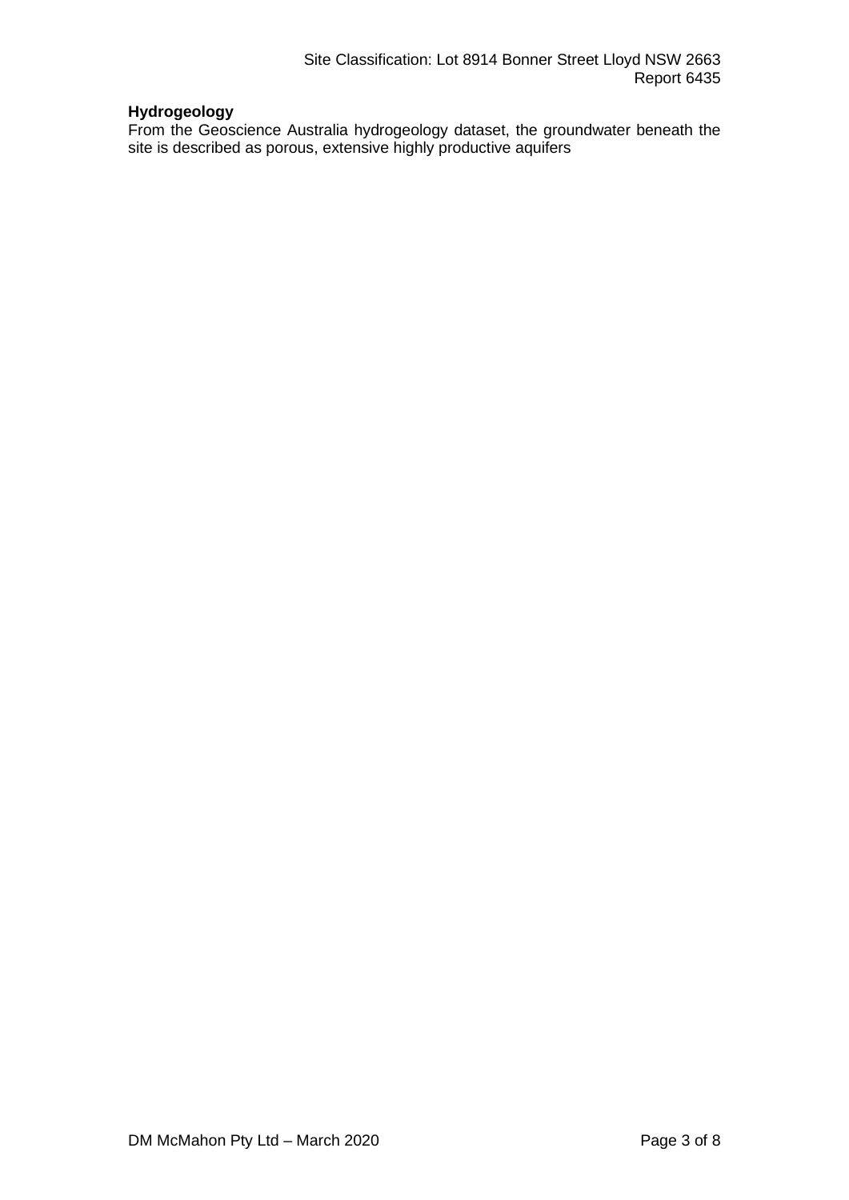**Hydrogeology**

From the Geoscience Australia hydrogeology dataset, the groundwater beneath the site is described as porous, extensive highly productive aquifers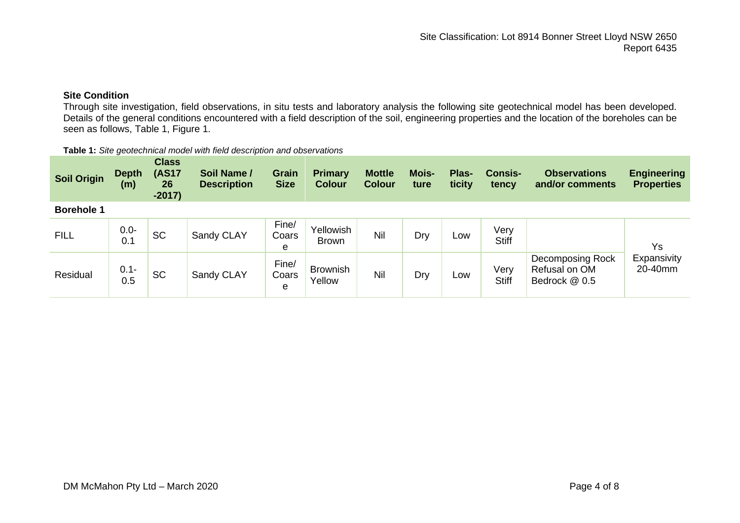**Site Condition**

Through site investigation, field observations, in situ tests and laboratory analysis the following site geotechnical model has been developed. Details of the general conditions encountered with a field description of the soil, engineering properties and the location of the boreholes can be seen as follows, Table 1, Figure 1.

**Table 1:** *Site geotechnical model with field description and observations*

| Soil Origin | Depth (m) | Class (AS1726-2017) | Soil Name / Description | Grain Size | Primary Colour | Mottle Colour | Moisture | Plasticity | Consistency | Observations and/or comments | Engineering Properties |
|---|---|---|---|---|---|---|---|---|---|---|---|
| **Borehole 1** | | | | | | | | | | | |
| FILL | 0.0-0.1 | SC | Sandy CLAY | Fine/Coarse | Yellowish Brown | Nil | Dry | Low | Very Stiff | | Ys Expansivity 20-40mm |
| Residual | 0.1-0.5 | SC | Sandy CLAY | Fine/Coarse | Brownish Yellow | Nil | Dry | Low | Very Stiff | Decomposing Rock Refusal on OM Bedrock @ 0.5 | |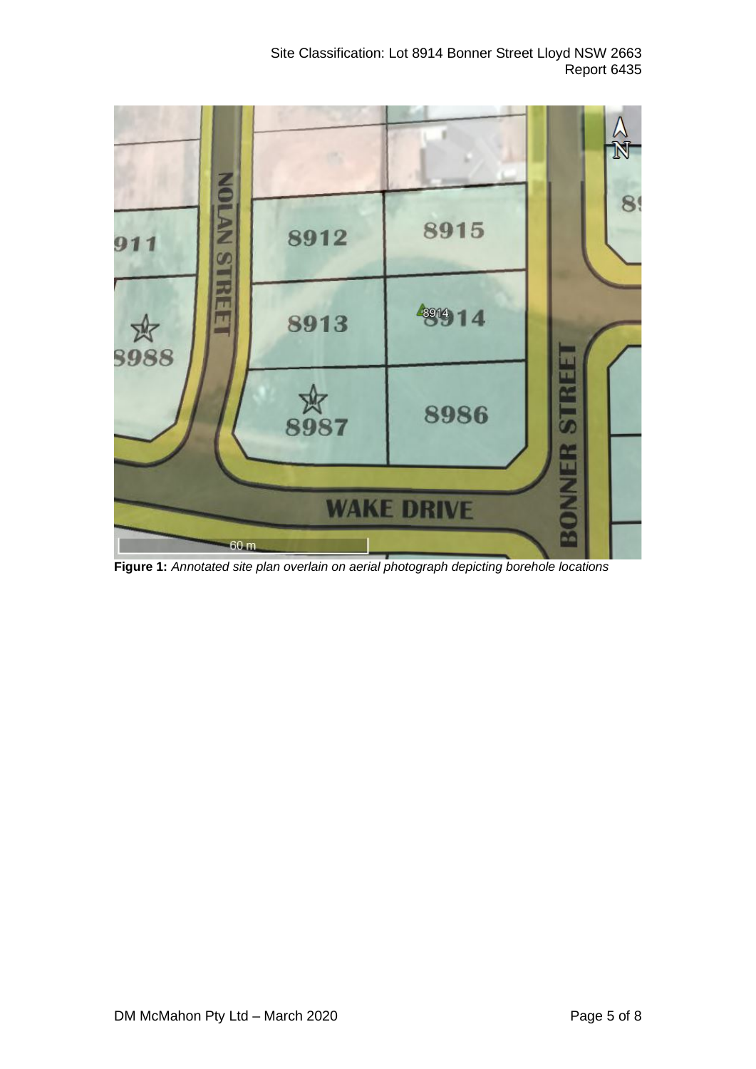**Figure 1:** *Annotated site plan overlain on aerial photograph depicting borehole locations*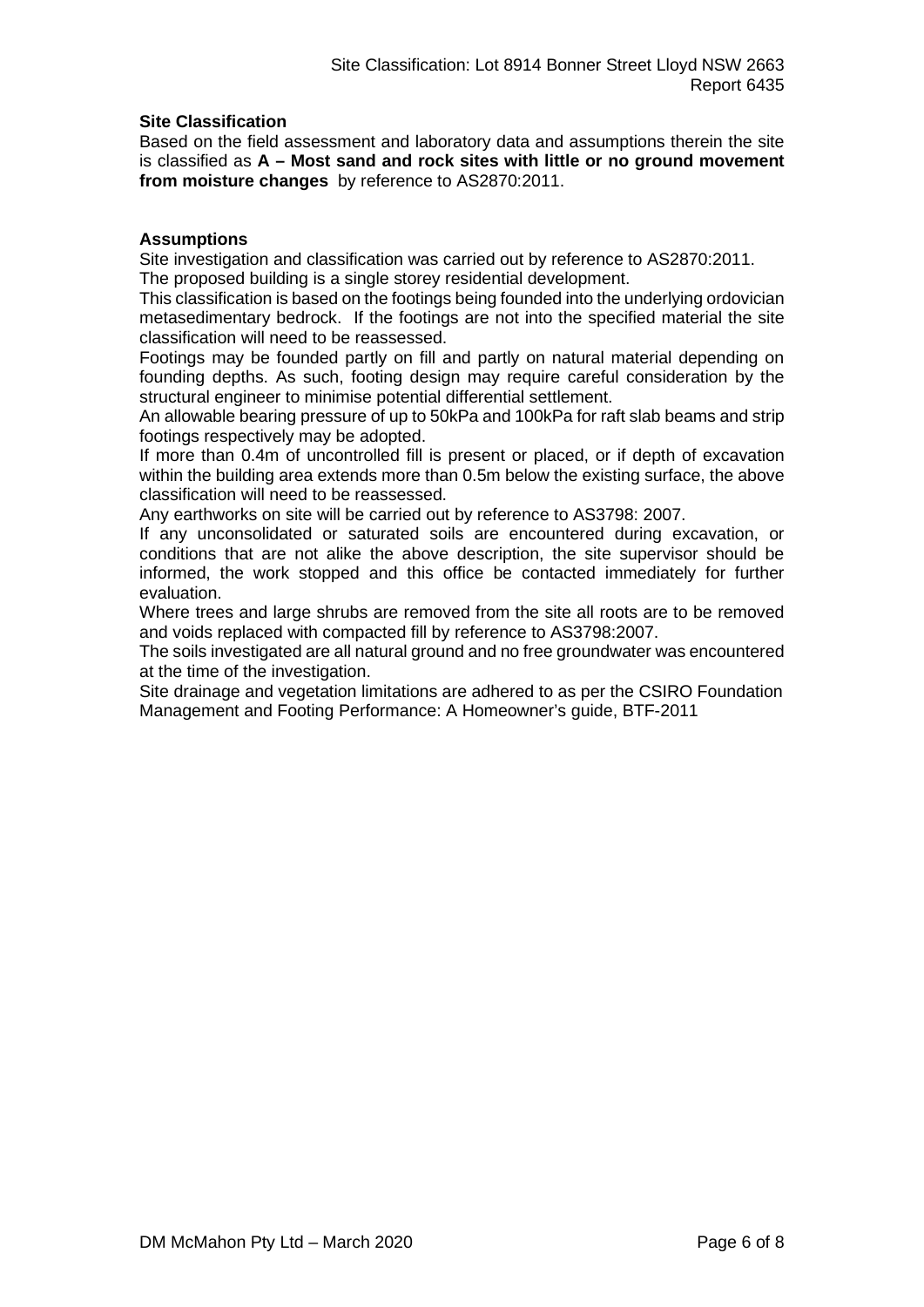## Site Classification

Based on the field assessment and laboratory data and assumptions therein the site is classified as **A – Most sand and rock sites with little or no ground movement from moisture changes** by reference to AS2870:2011.

## Assumptions

Site investigation and classification was carried out by reference to AS2870:2011.

The proposed building is a single storey residential development.

This classification is based on the footings being founded into the underlying ordovician metasedimentary bedrock. If the footings are not into the specified material the site classification will need to be reassessed.

Footings may be founded partly on fill and partly on natural material depending on founding depths. As such, footing design may require careful consideration by the structural engineer to minimise potential differential settlement.

An allowable bearing pressure of up to 50kPa and 100kPa for raft slab beams and strip footings respectively may be adopted.

If more than 0.4m of uncontrolled fill is present or placed, or if depth of excavation within the building area extends more than 0.5m below the existing surface, the above classification will need to be reassessed.

Any earthworks on site will be carried out by reference to AS3798: 2007.

If any unconsolidated or saturated soils are encountered during excavation, or conditions that are not alike the above description, the site supervisor should be informed, the work stopped and this office be contacted immediately for further evaluation.

Where trees and large shrubs are removed from the site all roots are to be removed and voids replaced with compacted fill by reference to AS3798:2007.

The soils investigated are all natural ground and no free groundwater was encountered at the time of the investigation.

Site drainage and vegetation limitations are adhered to as per the CSIRO Foundation Management and Footing Performance: A Homeowner's guide, BTF-2011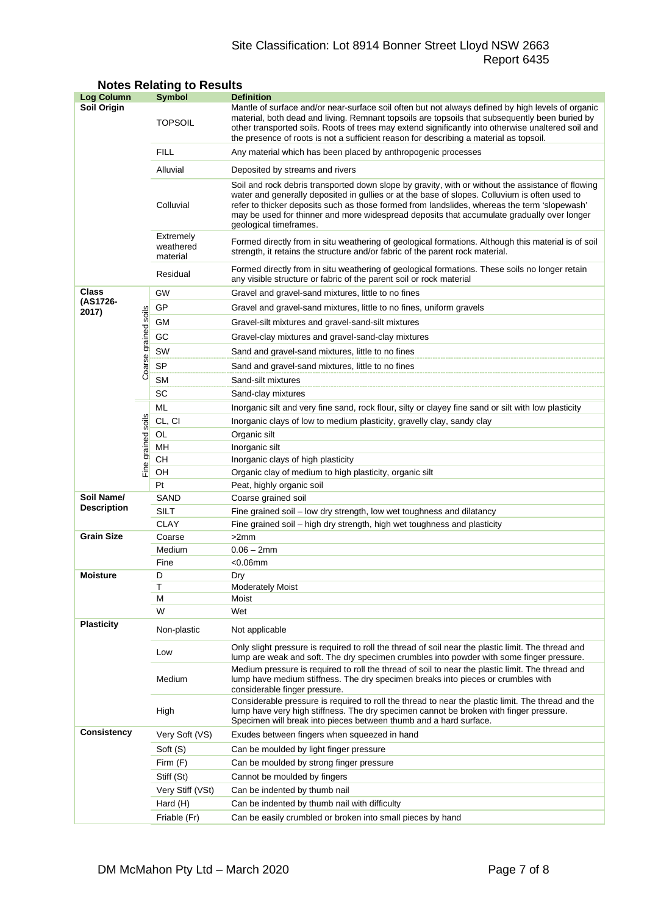## Notes Relating to Results

| Log Column | | Symbol | Definition |
|---|---|---|---|
| **Soil Origin** | | TOPSOIL | Mantle of surface and/or near-surface soil often but not always defined by high levels of organic material, both dead and living. Remnant topsoils are topsoils that subsequently been buried by other transported soils. Roots of trees may extend significantly into otherwise unaltered soil and the presence of roots is not a sufficient reason for describing a material as topsoil. |
| | | FILL | Any material which has been placed by anthropogenic processes |
| | | Alluvial | Deposited by streams and rivers |
| | | Colluvial | Soil and rock debris transported down slope by gravity, with or without the assistance of flowing water and generally deposited in gullies or at the base of slopes. Colluvium is often used to refer to thicker deposits such as those formed from landslides, whereas the term 'slopewash' may be used for thinner and more widespread deposits that accumulate gradually over longer geological timeframes. |
| | | Extremely weathered material | Formed directly from in situ weathering of geological formations. Although this material is of soil strength, it retains the structure and/or fabric of the parent rock material. |
| | | Residual | Formed directly from in situ weathering of geological formations. These soils no longer retain any visible structure or fabric of the parent soil or rock material |
| **Class (AS1726-2017)** | Coarse grained soils | GW | Gravel and gravel-sand mixtures, little to no fines |
| | | GP | Gravel and gravel-sand mixtures, little to no fines, uniform gravels |
| | | GM | Gravel-silt mixtures and gravel-sand-silt mixtures |
| | | GC | Gravel-clay mixtures and gravel-sand-clay mixtures |
| | | SW | Sand and gravel-sand mixtures, little to no fines |
| | | SP | Sand and gravel-sand mixtures, little to no fines |
| | | SM | Sand-silt mixtures |
| | | SC | Sand-clay mixtures |
| | Fine grained soils | ML | Inorganic silt and very fine sand, rock flour, silty or clayey fine sand or silt with low plasticity |
| | | CL, CI | Inorganic clays of low to medium plasticity, gravelly clay, sandy clay |
| | | OL | Organic silt |
| | | MH | Inorganic silt |
| | | CH | Inorganic clays of high plasticity |
| | | OH | Organic clay of medium to high plasticity, organic silt |
| | | Pt | Peat, highly organic soil |
| **Soil Name/ Description** | | SAND | Coarse grained soil |
| | | SILT | Fine grained soil – low dry strength, low wet toughness and dilatancy |
| | | CLAY | Fine grained soil – high dry strength, high wet toughness and plasticity |
| **Grain Size** | | Coarse | >2mm |
| | | Medium | 0.06 – 2mm |
| | | Fine | <0.06mm |
| **Moisture** | | D | Dry |
| | | T | Moderately Moist |
| | | M | Moist |
| | | W | Wet |
| **Plasticity** | | Non-plastic | Not applicable |
| | | Low | Only slight pressure is required to roll the thread of soil near the plastic limit. The thread and lump are weak and soft. The dry specimen crumbles into powder with some finger pressure. |
| | | Medium | Medium pressure is required to roll the thread of soil to near the plastic limit. The thread and lump have medium stiffness. The dry specimen breaks into pieces or crumbles with considerable finger pressure. |
| | | High | Considerable pressure is required to roll the thread to near the plastic limit. The thread and the lump have very high stiffness. The dry specimen cannot be broken with finger pressure. Specimen will break into pieces between thumb and a hard surface. |
| **Consistency** | | Very Soft (VS) | Exudes between fingers when squeezed in hand |
| | | Soft (S) | Can be moulded by light finger pressure |
| | | Firm (F) | Can be moulded by strong finger pressure |
| | | Stiff (St) | Cannot be moulded by fingers |
| | | Very Stiff (VSt) | Can be indented by thumb nail |
| | | Hard (H) | Can be indented by thumb nail with difficulty |
| | | Friable (Fr) | Can be easily crumbled or broken into small pieces by hand |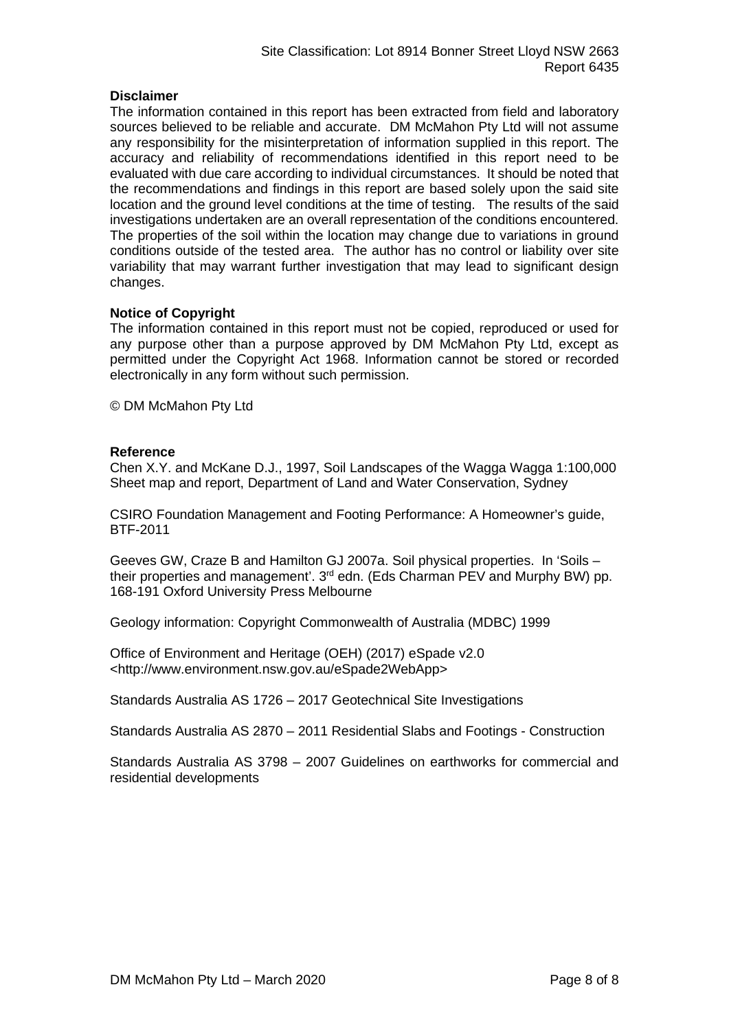**Disclaimer**

The information contained in this report has been extracted from field and laboratory sources believed to be reliable and accurate. DM McMahon Pty Ltd will not assume any responsibility for the misinterpretation of information supplied in this report. The accuracy and reliability of recommendations identified in this report need to be evaluated with due care according to individual circumstances. It should be noted that the recommendations and findings in this report are based solely upon the said site location and the ground level conditions at the time of testing. The results of the said investigations undertaken are an overall representation of the conditions encountered. The properties of the soil within the location may change due to variations in ground conditions outside of the tested area. The author has no control or liability over site variability that may warrant further investigation that may lead to significant design changes.

**Notice of Copyright**

The information contained in this report must not be copied, reproduced or used for any purpose other than a purpose approved by DM McMahon Pty Ltd, except as permitted under the Copyright Act 1968. Information cannot be stored or recorded electronically in any form without such permission.

© DM McMahon Pty Ltd

**Reference**

Chen X.Y. and McKane D.J., 1997, Soil Landscapes of the Wagga Wagga 1:100,000 Sheet map and report, Department of Land and Water Conservation, Sydney

CSIRO Foundation Management and Footing Performance: A Homeowner's guide, BTF-2011

Geeves GW, Craze B and Hamilton GJ 2007a. Soil physical properties. In 'Soils – their properties and management'. 3rd edn. (Eds Charman PEV and Murphy BW) pp. 168-191 Oxford University Press Melbourne

Geology information: Copyright Commonwealth of Australia (MDBC) 1999

Office of Environment and Heritage (OEH) (2017) eSpade v2.0 <http://www.environment.nsw.gov.au/eSpade2WebApp>

Standards Australia AS 1726 – 2017 Geotechnical Site Investigations

Standards Australia AS 2870 – 2011 Residential Slabs and Footings - Construction

Standards Australia AS 3798 – 2007 Guidelines on earthworks for commercial and residential developments